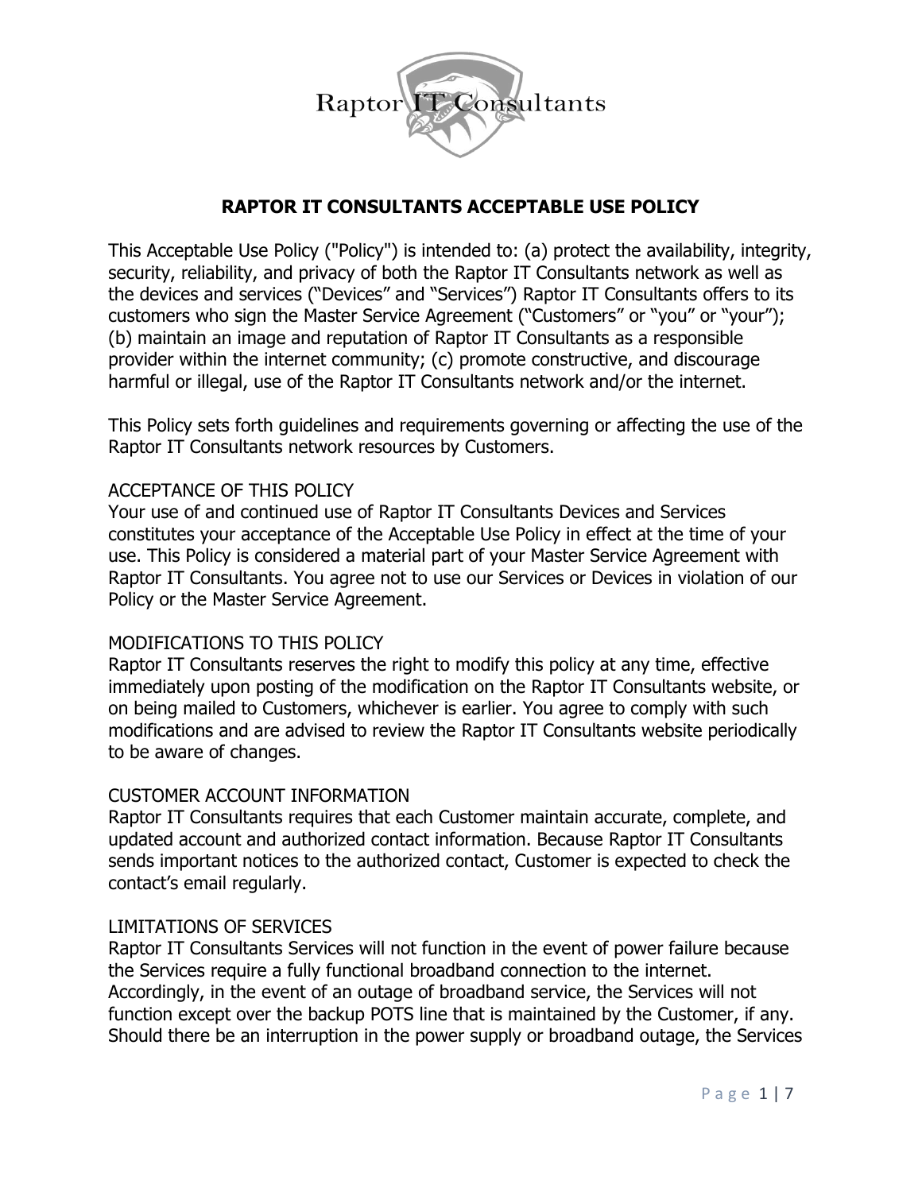# RAPTOR IT CONSULTANTS ACCEPTABLE USE POLICY

This Acceptable Use Policy ("Policy") is intended to: (a) protect the availability, integrity, security, reliability, and privacy of both the Raptor IT Consultants network as well as the devices and services ("Devices" and "Services") Raptor IT Consultants offers to its customers who sign the Master Service Agreement ("Customers" or "you" or "your"); (b) maintain an image and reputation of Raptor IT Consultants as a responsible provider within the internet community; (c) promote constructive, and discourage harmful or illegal, use of the Raptor IT Consultants network and/or the internet.

This Policy sets forth guidelines and requirements governing or affecting the use of the Raptor IT Consultants network resources by Customers.

## ACCEPTANCE OF THIS POLICY

Your use of and continued use of Raptor IT Consultants Devices and Services constitutes your acceptance of the Acceptable Use Policy in effect at the time of your use. This Policy is considered a material part of your Master Service Agreement with Raptor IT Consultants. You agree not to use our Services or Devices in violation of our Policy or the Master Service Agreement.

## MODIFICATIONS TO THIS POLICY

Raptor IT Consultants reserves the right to modify this policy at any time, effective immediately upon posting of the modification on the Raptor IT Consultants website, or on being mailed to Customers, whichever is earlier. You agree to comply with such modifications and are advised to review the Raptor IT Consultants website periodically to be aware of changes.

## CUSTOMER ACCOUNT INFORMATION

Raptor IT Consultants requires that each Customer maintain accurate, complete, and updated account and authorized contact information. Because Raptor IT Consultants sends important notices to the authorized contact, Customer is expected to check the contact's email regularly.

## LIMITATIONS OF SERVICES

Raptor IT Consultants Services will not function in the event of power failure because the Services require a fully functional broadband connection to the internet. Accordingly, in the event of an outage of broadband service, the Services will not function except over the backup POTS line that is maintained by the Customer, if any. Should there be an interruption in the power supply or broadband outage, the Services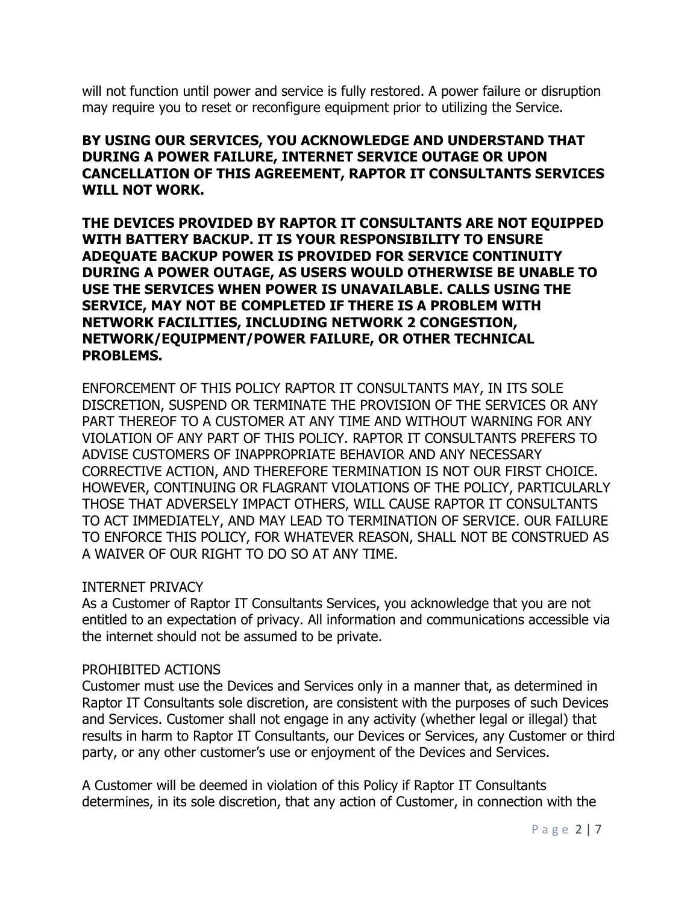will not function until power and service is fully restored. A power failure or disruption may require you to reset or reconfigure equipment prior to utilizing the Service.

**BY USING OUR SERVICES, YOU ACKNOWLEDGE AND UNDERSTAND THAT DURING A POWER FAILURE, INTERNET SERVICE OUTAGE OR UPON CANCELLATION OF THIS AGREEMENT, RAPTOR IT CONSULTANTS SERVICES WILL NOT WORK.**

**THE DEVICES PROVIDED BY RAPTOR IT CONSULTANTS ARE NOT EQUIPPED WITH BATTERY BACKUP. IT IS YOUR RESPONSIBILITY TO ENSURE ADEQUATE BACKUP POWER IS PROVIDED FOR SERVICE CONTINUITY DURING A POWER OUTAGE, AS USERS WOULD OTHERWISE BE UNABLE TO USE THE SERVICES WHEN POWER IS UNAVAILABLE. CALLS USING THE SERVICE, MAY NOT BE COMPLETED IF THERE IS A PROBLEM WITH NETWORK FACILITIES, INCLUDING NETWORK 2 CONGESTION, NETWORK/EQUIPMENT/POWER FAILURE, OR OTHER TECHNICAL PROBLEMS.**

ENFORCEMENT OF THIS POLICY RAPTOR IT CONSULTANTS MAY, IN ITS SOLE DISCRETION, SUSPEND OR TERMINATE THE PROVISION OF THE SERVICES OR ANY PART THEREOF TO A CUSTOMER AT ANY TIME AND WITHOUT WARNING FOR ANY VIOLATION OF ANY PART OF THIS POLICY. RAPTOR IT CONSULTANTS PREFERS TO ADVISE CUSTOMERS OF INAPPROPRIATE BEHAVIOR AND ANY NECESSARY CORRECTIVE ACTION, AND THEREFORE TERMINATION IS NOT OUR FIRST CHOICE. HOWEVER, CONTINUING OR FLAGRANT VIOLATIONS OF THE POLICY, PARTICULARLY THOSE THAT ADVERSELY IMPACT OTHERS, WILL CAUSE RAPTOR IT CONSULTANTS TO ACT IMMEDIATELY, AND MAY LEAD TO TERMINATION OF SERVICE. OUR FAILURE TO ENFORCE THIS POLICY, FOR WHATEVER REASON, SHALL NOT BE CONSTRUED AS A WAIVER OF OUR RIGHT TO DO SO AT ANY TIME.

INTERNET PRIVACY

As a Customer of Raptor IT Consultants Services, you acknowledge that you are not entitled to an expectation of privacy. All information and communications accessible via the internet should not be assumed to be private.

PROHIBITED ACTIONS

Customer must use the Devices and Services only in a manner that, as determined in Raptor IT Consultants sole discretion, are consistent with the purposes of such Devices and Services. Customer shall not engage in any activity (whether legal or illegal) that results in harm to Raptor IT Consultants, our Devices or Services, any Customer or third party, or any other customer's use or enjoyment of the Devices and Services.

A Customer will be deemed in violation of this Policy if Raptor IT Consultants determines, in its sole discretion, that any action of Customer, in connection with the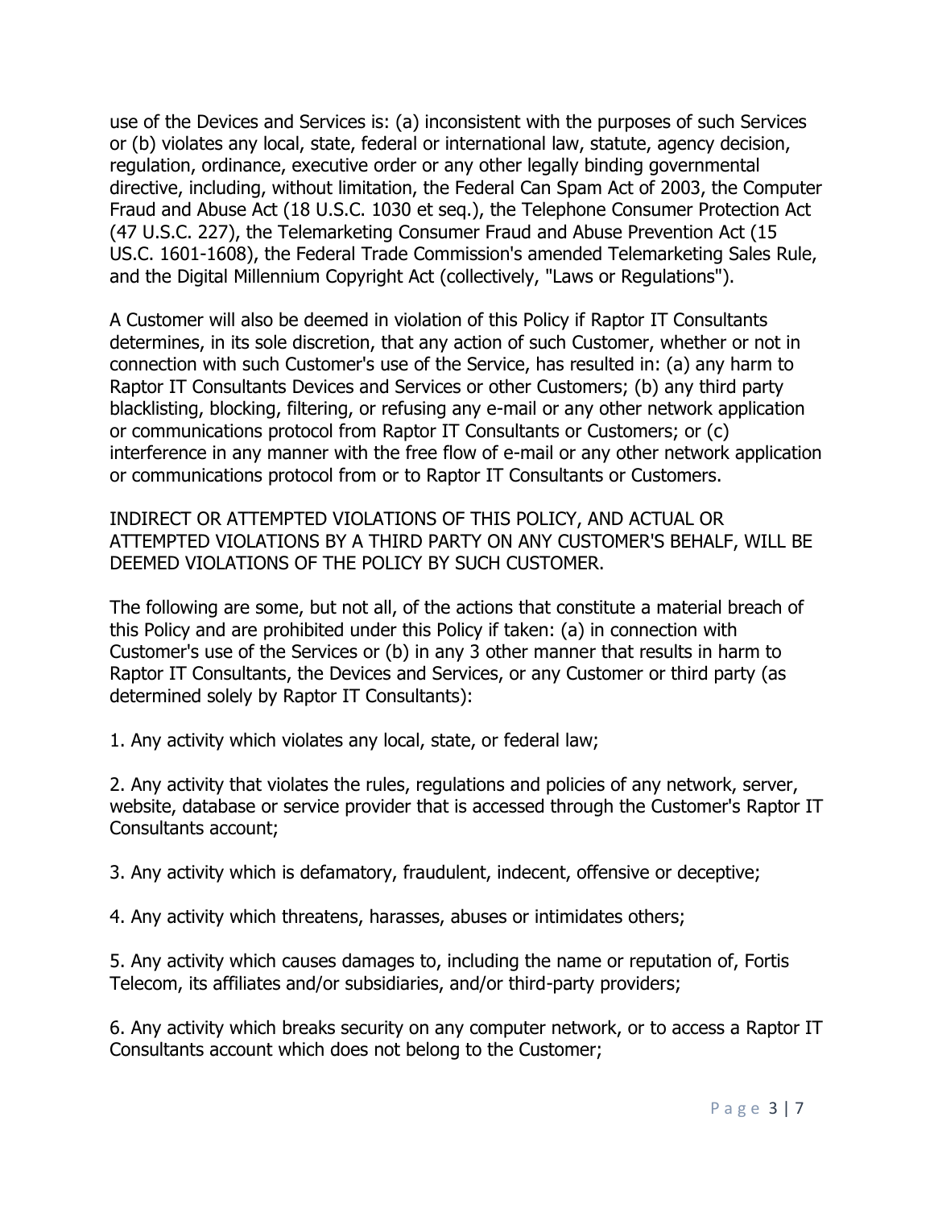use of the Devices and Services is: (a) inconsistent with the purposes of such Services or (b) violates any local, state, federal or international law, statute, agency decision, regulation, ordinance, executive order or any other legally binding governmental directive, including, without limitation, the Federal Can Spam Act of 2003, the Computer Fraud and Abuse Act (18 U.S.C. 1030 et seq.), the Telephone Consumer Protection Act (47 U.S.C. 227), the Telemarketing Consumer Fraud and Abuse Prevention Act (15 US.C. 1601-1608), the Federal Trade Commission's amended Telemarketing Sales Rule, and the Digital Millennium Copyright Act (collectively, "Laws or Regulations").

A Customer will also be deemed in violation of this Policy if Raptor IT Consultants determines, in its sole discretion, that any action of such Customer, whether or not in connection with such Customer's use of the Service, has resulted in: (a) any harm to Raptor IT Consultants Devices and Services or other Customers; (b) any third party blacklisting, blocking, filtering, or refusing any e-mail or any other network application or communications protocol from Raptor IT Consultants or Customers; or (c) interference in any manner with the free flow of e-mail or any other network application or communications protocol from or to Raptor IT Consultants or Customers.

INDIRECT OR ATTEMPTED VIOLATIONS OF THIS POLICY, AND ACTUAL OR ATTEMPTED VIOLATIONS BY A THIRD PARTY ON ANY CUSTOMER'S BEHALF, WILL BE DEEMED VIOLATIONS OF THE POLICY BY SUCH CUSTOMER.

The following are some, but not all, of the actions that constitute a material breach of this Policy and are prohibited under this Policy if taken: (a) in connection with Customer's use of the Services or (b) in any 3 other manner that results in harm to Raptor IT Consultants, the Devices and Services, or any Customer or third party (as determined solely by Raptor IT Consultants):

1. Any activity which violates any local, state, or federal law;

2. Any activity that violates the rules, regulations and policies of any network, server, website, database or service provider that is accessed through the Customer's Raptor IT Consultants account;

3. Any activity which is defamatory, fraudulent, indecent, offensive or deceptive;

4. Any activity which threatens, harasses, abuses or intimidates others;

5. Any activity which causes damages to, including the name or reputation of, Fortis Telecom, its affiliates and/or subsidiaries, and/or third-party providers;

6. Any activity which breaks security on any computer network, or to access a Raptor IT Consultants account which does not belong to the Customer;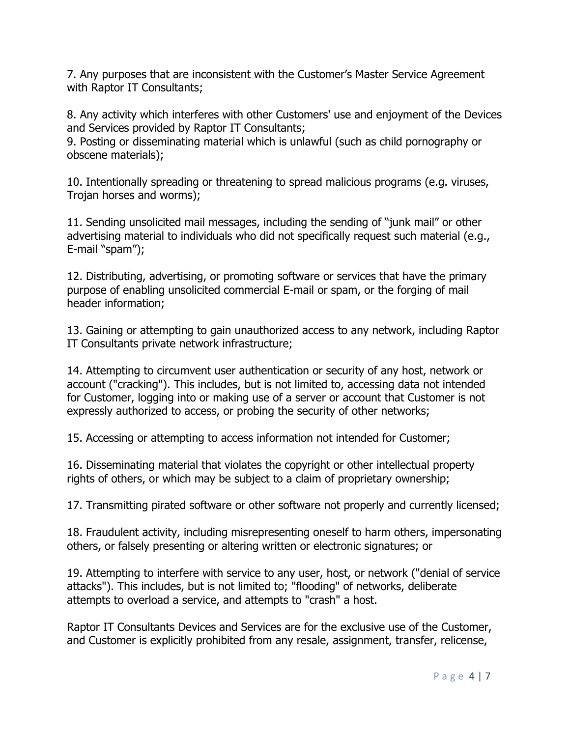7. Any purposes that are inconsistent with the Customer's Master Service Agreement with Raptor IT Consultants;

8. Any activity which interferes with other Customers' use and enjoyment of the Devices and Services provided by Raptor IT Consultants;

9. Posting or disseminating material which is unlawful (such as child pornography or obscene materials);

10. Intentionally spreading or threatening to spread malicious programs (e.g. viruses, Trojan horses and worms);

11. Sending unsolicited mail messages, including the sending of "junk mail" or other advertising material to individuals who did not specifically request such material (e.g., E-mail "spam");

12. Distributing, advertising, or promoting software or services that have the primary purpose of enabling unsolicited commercial E-mail or spam, or the forging of mail header information;

13. Gaining or attempting to gain unauthorized access to any network, including Raptor IT Consultants private network infrastructure;

14. Attempting to circumvent user authentication or security of any host, network or account ("cracking"). This includes, but is not limited to, accessing data not intended for Customer, logging into or making use of a server or account that Customer is not expressly authorized to access, or probing the security of other networks;

15. Accessing or attempting to access information not intended for Customer;

16. Disseminating material that violates the copyright or other intellectual property rights of others, or which may be subject to a claim of proprietary ownership;

17. Transmitting pirated software or other software not properly and currently licensed;

18. Fraudulent activity, including misrepresenting oneself to harm others, impersonating others, or falsely presenting or altering written or electronic signatures; or

19. Attempting to interfere with service to any user, host, or network ("denial of service attacks"). This includes, but is not limited to; "flooding" of networks, deliberate attempts to overload a service, and attempts to "crash" a host.

Raptor IT Consultants Devices and Services are for the exclusive use of the Customer, and Customer is explicitly prohibited from any resale, assignment, transfer, relicense,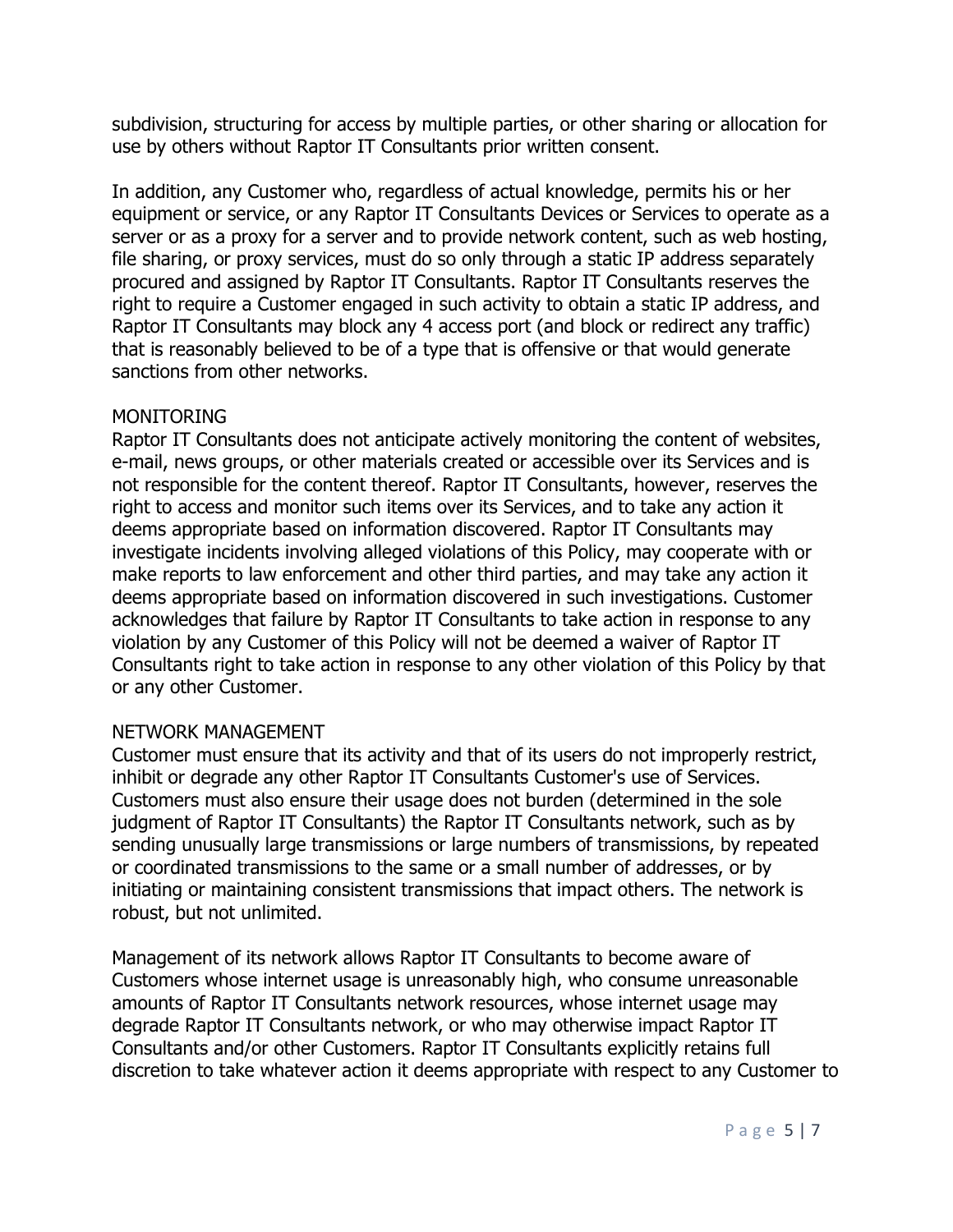subdivision, structuring for access by multiple parties, or other sharing or allocation for use by others without Raptor IT Consultants prior written consent.

In addition, any Customer who, regardless of actual knowledge, permits his or her equipment or service, or any Raptor IT Consultants Devices or Services to operate as a server or as a proxy for a server and to provide network content, such as web hosting, file sharing, or proxy services, must do so only through a static IP address separately procured and assigned by Raptor IT Consultants. Raptor IT Consultants reserves the right to require a Customer engaged in such activity to obtain a static IP address, and Raptor IT Consultants may block any 4 access port (and block or redirect any traffic) that is reasonably believed to be of a type that is offensive or that would generate sanctions from other networks.

## MONITORING

Raptor IT Consultants does not anticipate actively monitoring the content of websites, e-mail, news groups, or other materials created or accessible over its Services and is not responsible for the content thereof. Raptor IT Consultants, however, reserves the right to access and monitor such items over its Services, and to take any action it deems appropriate based on information discovered. Raptor IT Consultants may investigate incidents involving alleged violations of this Policy, may cooperate with or make reports to law enforcement and other third parties, and may take any action it deems appropriate based on information discovered in such investigations. Customer acknowledges that failure by Raptor IT Consultants to take action in response to any violation by any Customer of this Policy will not be deemed a waiver of Raptor IT Consultants right to take action in response to any other violation of this Policy by that or any other Customer.

## NETWORK MANAGEMENT

Customer must ensure that its activity and that of its users do not improperly restrict, inhibit or degrade any other Raptor IT Consultants Customer's use of Services. Customers must also ensure their usage does not burden (determined in the sole judgment of Raptor IT Consultants) the Raptor IT Consultants network, such as by sending unusually large transmissions or large numbers of transmissions, by repeated or coordinated transmissions to the same or a small number of addresses, or by initiating or maintaining consistent transmissions that impact others. The network is robust, but not unlimited.

Management of its network allows Raptor IT Consultants to become aware of Customers whose internet usage is unreasonably high, who consume unreasonable amounts of Raptor IT Consultants network resources, whose internet usage may degrade Raptor IT Consultants network, or who may otherwise impact Raptor IT Consultants and/or other Customers. Raptor IT Consultants explicitly retains full discretion to take whatever action it deems appropriate with respect to any Customer to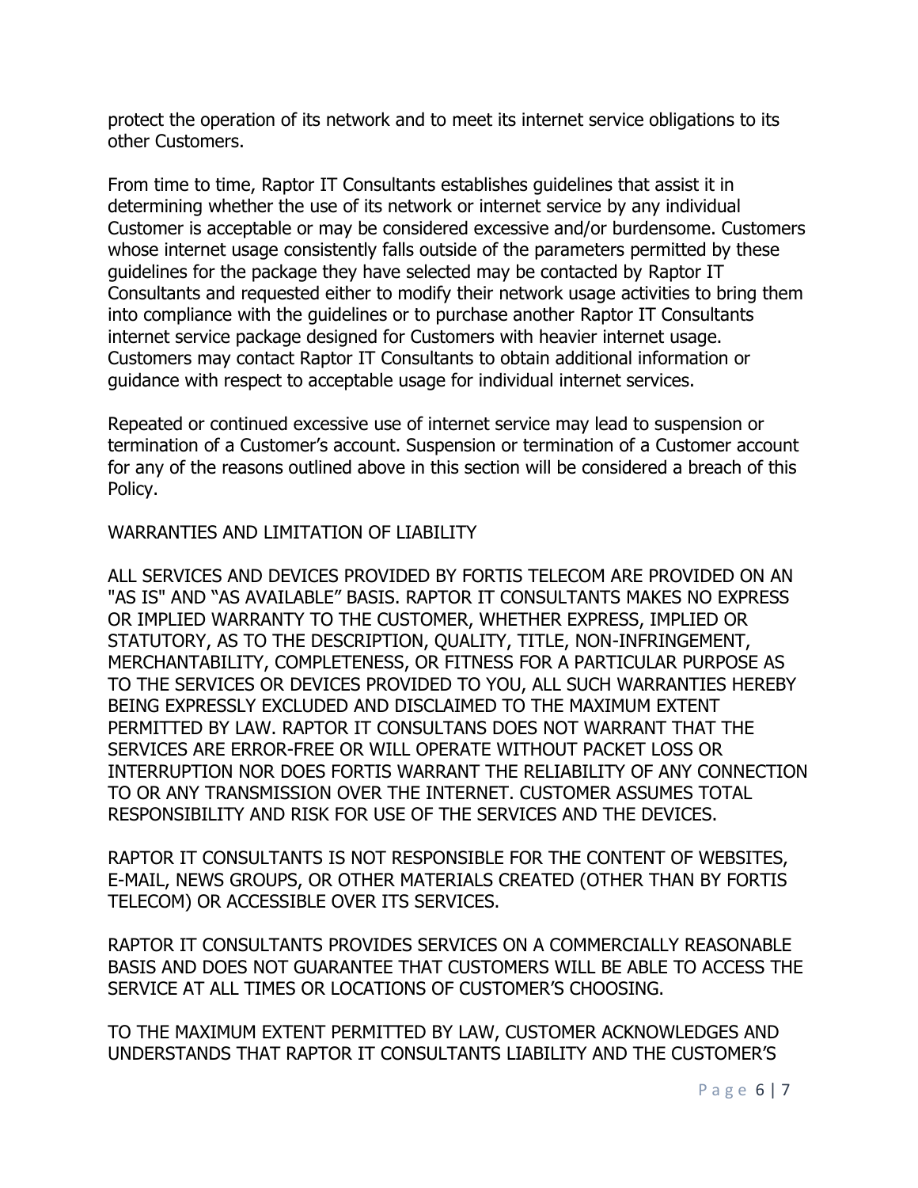protect the operation of its network and to meet its internet service obligations to its other Customers.

From time to time, Raptor IT Consultants establishes guidelines that assist it in determining whether the use of its network or internet service by any individual Customer is acceptable or may be considered excessive and/or burdensome. Customers whose internet usage consistently falls outside of the parameters permitted by these guidelines for the package they have selected may be contacted by Raptor IT Consultants and requested either to modify their network usage activities to bring them into compliance with the guidelines or to purchase another Raptor IT Consultants internet service package designed for Customers with heavier internet usage. Customers may contact Raptor IT Consultants to obtain additional information or guidance with respect to acceptable usage for individual internet services.

Repeated or continued excessive use of internet service may lead to suspension or termination of a Customer's account. Suspension or termination of a Customer account for any of the reasons outlined above in this section will be considered a breach of this Policy.

## WARRANTIES AND LIMITATION OF LIABILITY

ALL SERVICES AND DEVICES PROVIDED BY FORTIS TELECOM ARE PROVIDED ON AN "AS IS" AND "AS AVAILABLE" BASIS. RAPTOR IT CONSULTANTS MAKES NO EXPRESS OR IMPLIED WARRANTY TO THE CUSTOMER, WHETHER EXPRESS, IMPLIED OR STATUTORY, AS TO THE DESCRIPTION, QUALITY, TITLE, NON-INFRINGEMENT, MERCHANTABILITY, COMPLETENESS, OR FITNESS FOR A PARTICULAR PURPOSE AS TO THE SERVICES OR DEVICES PROVIDED TO YOU, ALL SUCH WARRANTIES HEREBY BEING EXPRESSLY EXCLUDED AND DISCLAIMED TO THE MAXIMUM EXTENT PERMITTED BY LAW. RAPTOR IT CONSULTANS DOES NOT WARRANT THAT THE SERVICES ARE ERROR-FREE OR WILL OPERATE WITHOUT PACKET LOSS OR INTERRUPTION NOR DOES FORTIS WARRANT THE RELIABILITY OF ANY CONNECTION TO OR ANY TRANSMISSION OVER THE INTERNET. CUSTOMER ASSUMES TOTAL RESPONSIBILITY AND RISK FOR USE OF THE SERVICES AND THE DEVICES.

RAPTOR IT CONSULTANTS IS NOT RESPONSIBLE FOR THE CONTENT OF WEBSITES, E-MAIL, NEWS GROUPS, OR OTHER MATERIALS CREATED (OTHER THAN BY FORTIS TELECOM) OR ACCESSIBLE OVER ITS SERVICES.

RAPTOR IT CONSULTANTS PROVIDES SERVICES ON A COMMERCIALLY REASONABLE BASIS AND DOES NOT GUARANTEE THAT CUSTOMERS WILL BE ABLE TO ACCESS THE SERVICE AT ALL TIMES OR LOCATIONS OF CUSTOMER'S CHOOSING.

TO THE MAXIMUM EXTENT PERMITTED BY LAW, CUSTOMER ACKNOWLEDGES AND UNDERSTANDS THAT RAPTOR IT CONSULTANTS LIABILITY AND THE CUSTOMER'S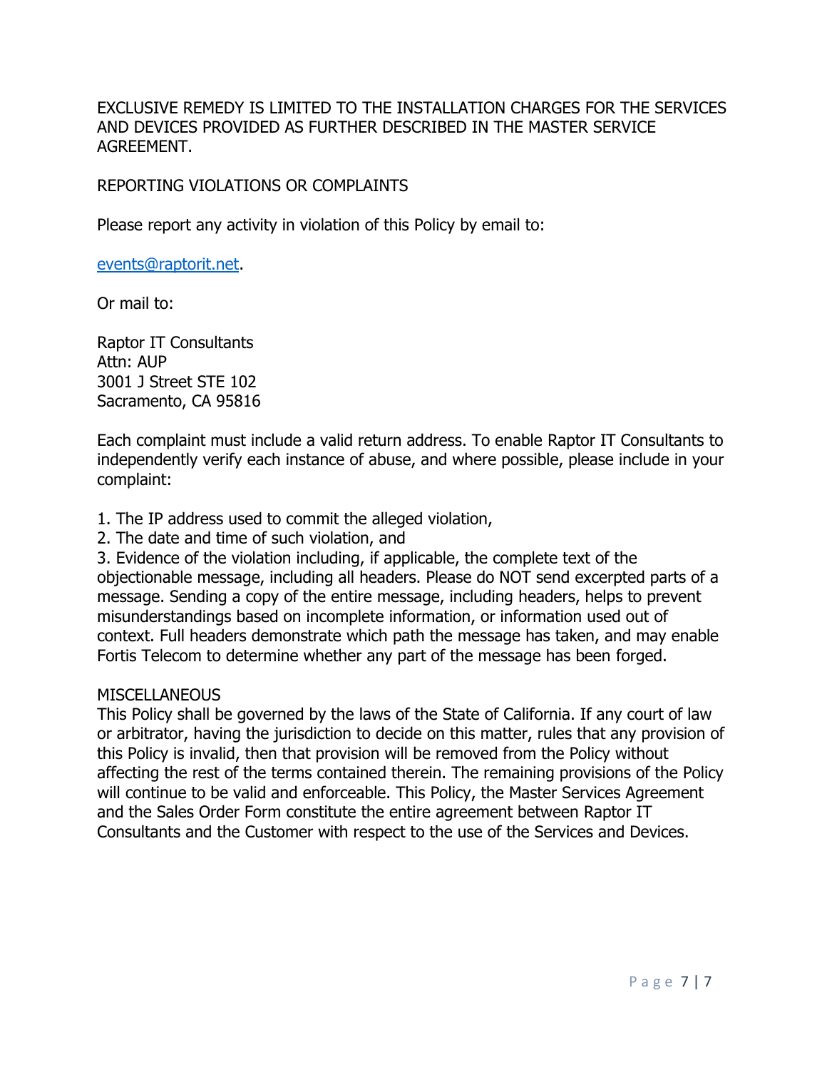EXCLUSIVE REMEDY IS LIMITED TO THE INSTALLATION CHARGES FOR THE SERVICES AND DEVICES PROVIDED AS FURTHER DESCRIBED IN THE MASTER SERVICE AGREEMENT.

## REPORTING VIOLATIONS OR COMPLAINTS

Please report any activity in violation of this Policy by email to:

events@raptorit.net.

Or mail to:

Raptor IT Consultants
Attn: AUP
3001 J Street STE 102
Sacramento, CA 95816

Each complaint must include a valid return address. To enable Raptor IT Consultants to independently verify each instance of abuse, and where possible, please include in your complaint:

1. The IP address used to commit the alleged violation,
2. The date and time of such violation, and
3. Evidence of the violation including, if applicable, the complete text of the objectionable message, including all headers. Please do NOT send excerpted parts of a message. Sending a copy of the entire message, including headers, helps to prevent misunderstandings based on incomplete information, or information used out of context. Full headers demonstrate which path the message has taken, and may enable Fortis Telecom to determine whether any part of the message has been forged.

## MISCELLANEOUS

This Policy shall be governed by the laws of the State of California. If any court of law or arbitrator, having the jurisdiction to decide on this matter, rules that any provision of this Policy is invalid, then that provision will be removed from the Policy without affecting the rest of the terms contained therein. The remaining provisions of the Policy will continue to be valid and enforceable. This Policy, the Master Services Agreement and the Sales Order Form constitute the entire agreement between Raptor IT Consultants and the Customer with respect to the use of the Services and Devices.